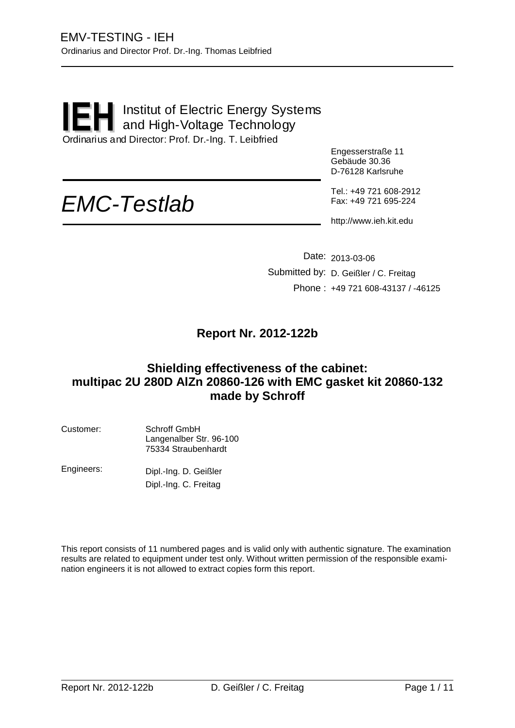Institut of Electric Energy Systems and High-Voltage Technology
Ordinarius and Director: Prof. Dr.-Ing. T. Leibfried

Engesserstraße 11
Gebäude 30.36
D-76128 Karlsruhe

Tel.: +49 721 608-2912
Fax: +49 721 695-224

http://www.ieh.kit.edu

# *EMC-Testlab*

Date: 2013-03-06
Submitted by: D. Geißler / C. Freitag
Phone : +49 721 608-43137 / -46125

## Report Nr. 2012-122b

## Shielding effectiveness of the cabinet: multipac 2U 280D AlZn 20860-126 with EMC gasket kit 20860-132 made by Schroff

Customer: Schroff GmbH
Langenalber Str. 96-100
75334 Straubenhardt

Engineers: Dipl.-Ing. D. Geißler
Dipl.-Ing. C. Freitag

This report consists of 11 numbered pages and is valid only with authentic signature. The examination results are related to equipment under test only. Without written permission of the responsible examination engineers it is not allowed to extract copies form this report.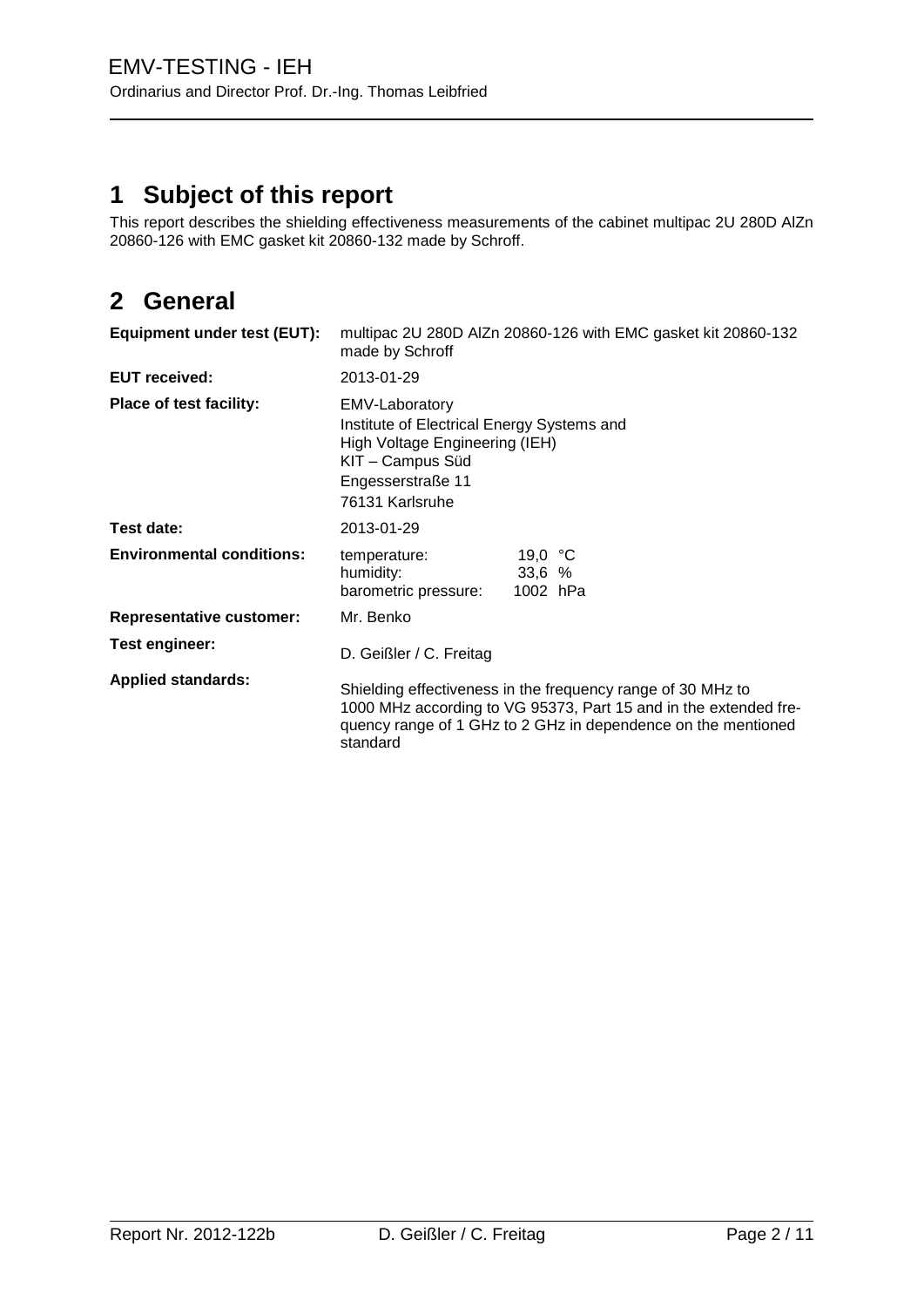# 1 Subject of this report

This report describes the shielding effectiveness measurements of the cabinet multipac 2U 280D AlZn 20860-126 with EMC gasket kit 20860-132 made by Schroff.

# 2 General

| | |
|---|---|
| **Equipment under test (EUT):** | multipac 2U 280D AlZn 20860-126 with EMC gasket kit 20860-132 made by Schroff |
| **EUT received:** | 2013-01-29 |
| **Place of test facility:** | EMV-Laboratory<br>Institute of Electrical Energy Systems and<br>High Voltage Engineering (IEH)<br>KIT – Campus Süd<br>Engesserstraße 11<br>76131 Karlsruhe |
| **Test date:** | 2013-01-29 |
| **Environmental conditions:** | temperature: 19,0 °C<br>humidity: 33,6 %<br>barometric pressure: 1002 hPa |
| **Representative customer:** | Mr. Benko |
| **Test engineer:** | D. Geißler / C. Freitag |
| **Applied standards:** | Shielding effectiveness in the frequency range of 30 MHz to 1000 MHz according to VG 95373, Part 15 and in the extended frequency range of 1 GHz to 2 GHz in dependence on the mentioned standard |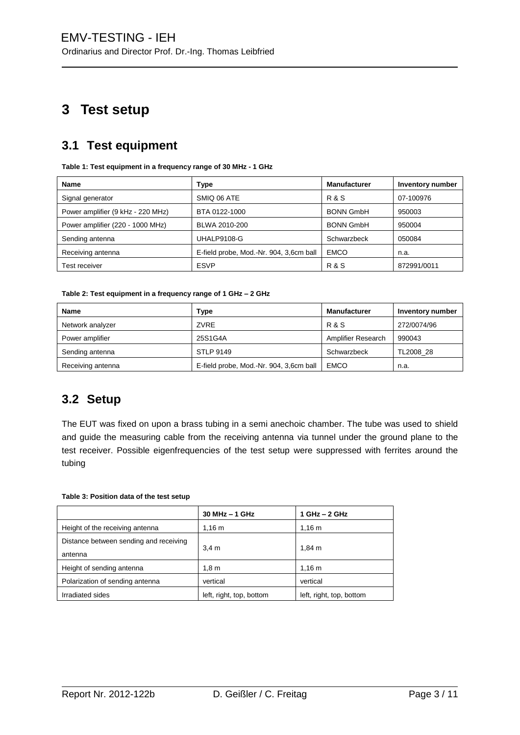# 3 Test setup

## 3.1 Test equipment

**Table 1: Test equipment in a frequency range of 30 MHz - 1 GHz**

| Name | Type | Manufacturer | Inventory number |
|---|---|---|---|
| Signal generator | SMIQ 06 ATE | R & S | 07-100976 |
| Power amplifier (9 kHz - 220 MHz) | BTA 0122-1000 | BONN GmbH | 950003 |
| Power amplifier (220 - 1000 MHz) | BLWA 2010-200 | BONN GmbH | 950004 |
| Sending antenna | UHALP9108-G | Schwarzbeck | 050084 |
| Receiving antenna | E-field probe, Mod.-Nr. 904, 3,6cm ball | EMCO | n.a. |
| Test receiver | ESVP | R & S | 872991/0011 |

**Table 2: Test equipment in a frequency range of 1 GHz – 2 GHz**

| Name | Type | Manufacturer | Inventory number |
|---|---|---|---|
| Network analyzer | ZVRE | R & S | 272/0074/96 |
| Power amplifier | 25S1G4A | Amplifier Research | 990043 |
| Sending antenna | STLP 9149 | Schwarzbeck | TL2008_28 |
| Receiving antenna | E-field probe, Mod.-Nr. 904, 3,6cm ball | EMCO | n.a. |

## 3.2 Setup

The EUT was fixed on upon a brass tubing in a semi anechoic chamber. The tube was used to shield and guide the measuring cable from the receiving antenna via tunnel under the ground plane to the test receiver. Possible eigenfrequencies of the test setup were suppressed with ferrites around the tubing

**Table 3: Position data of the test setup**

| | 30 MHz – 1 GHz | 1 GHz – 2 GHz |
|---|---|---|
| Height of the receiving antenna | 1,16 m | 1,16 m |
| Distance between sending and receiving antenna | 3,4 m | 1,84 m |
| Height of sending antenna | 1,8 m | 1,16 m |
| Polarization of sending antenna | vertical | vertical |
| Irradiated sides | left, right, top, bottom | left, right, top, bottom |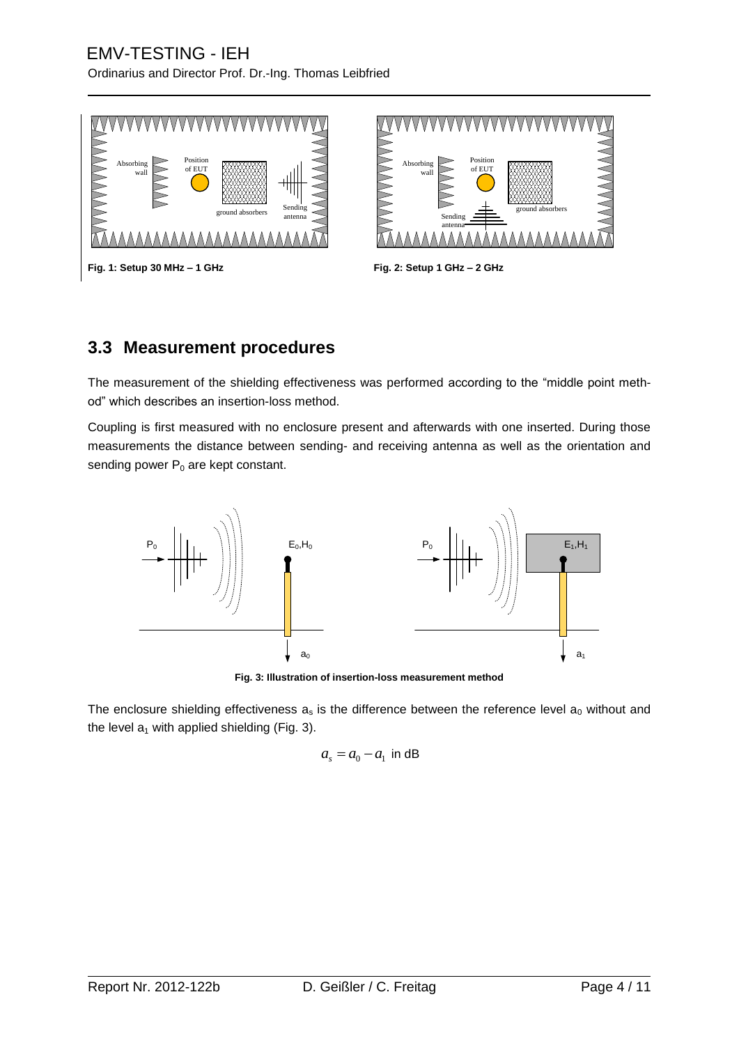Fig. 1: Setup 30 MHz – 1 GHz

Fig. 2: Setup 1 GHz – 2 GHz

## 3.3 Measurement procedures

The measurement of the shielding effectiveness was performed according to the "middle point method" which describes an insertion-loss method.

Coupling is first measured with no enclosure present and afterwards with one inserted. During those measurements the distance between sending- and receiving antenna as well as the orientation and sending power $P_0$ are kept constant.

**Fig. 3: Illustration of insertion-loss measurement method**

The enclosure shielding effectiveness $a_s$ is the difference between the reference level $a_0$ without and the level $a_1$ with applied shielding (Fig. 3).

$$a_s = a_0 - a_1 \text{ in dB}$$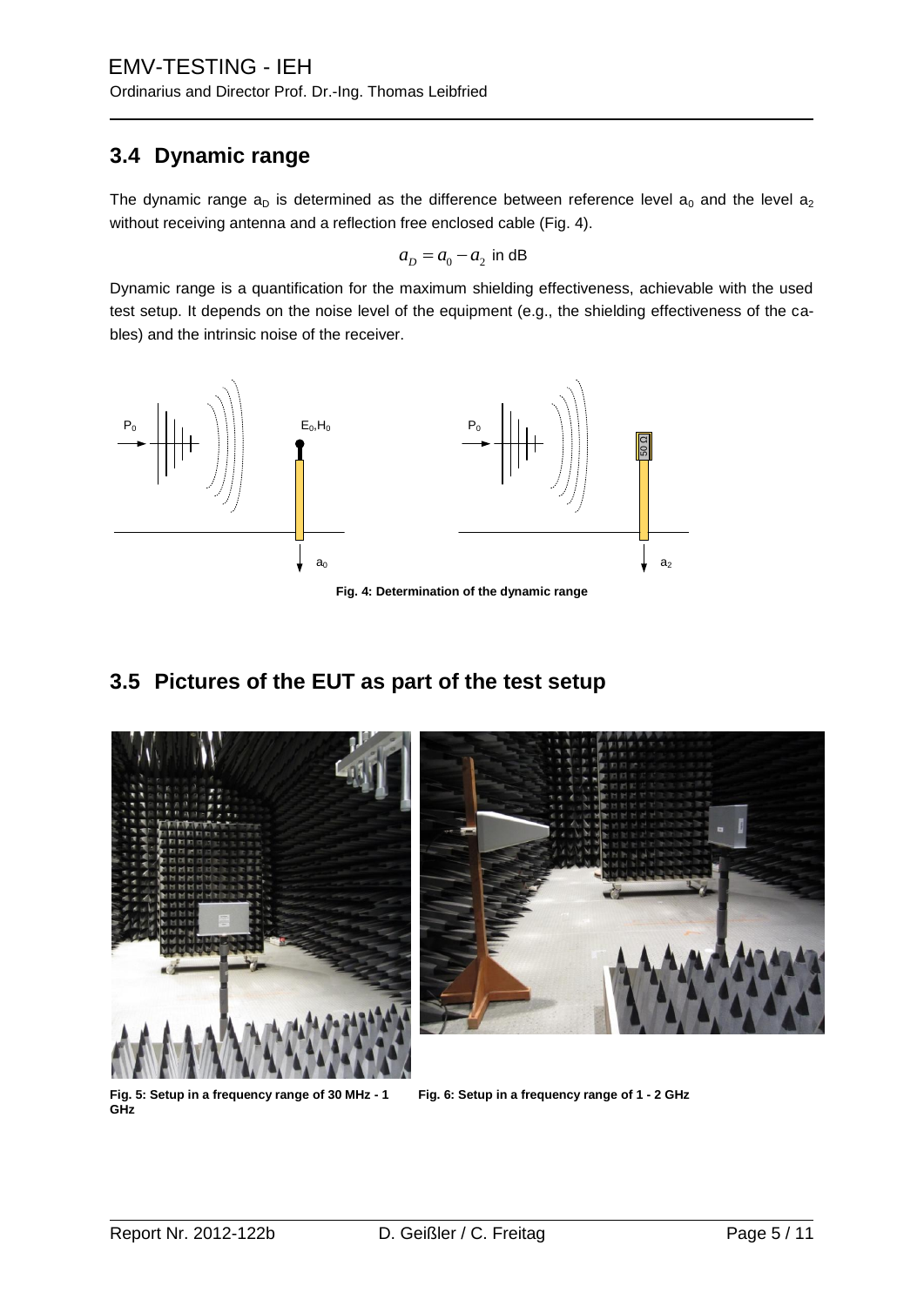## 3.4 Dynamic range

The dynamic range $a_D$ is determined as the difference between reference level $a_0$ and the level $a_2$ without receiving antenna and a reflection free enclosed cable (Fig. 4).

$$a_D = a_0 - a_2 \text{ in dB}$$

Dynamic range is a quantification for the maximum shielding effectiveness, achievable with the used test setup. It depends on the noise level of the equipment (e.g., the shielding effectiveness of the cables) and the intrinsic noise of the receiver.

**Fig. 4: Determination of the dynamic range**

## 3.5 Pictures of the EUT as part of the test setup

**Fig. 5: Setup in a frequency range of 30 MHz - 1 GHz**

**Fig. 6: Setup in a frequency range of 1 - 2 GHz**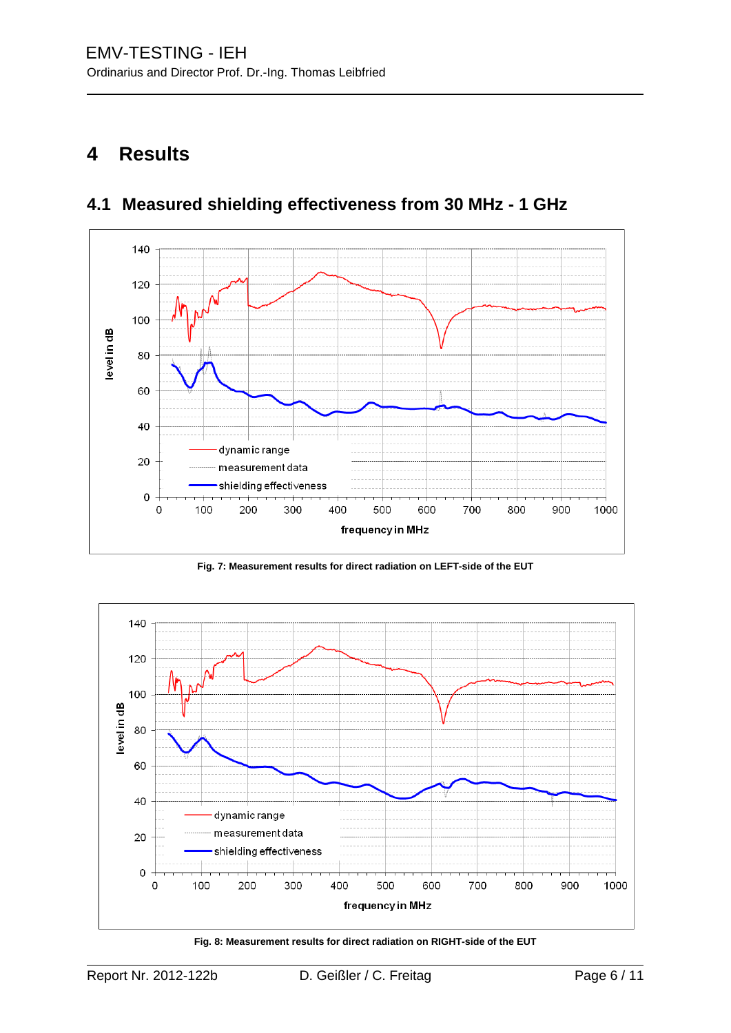# 4 Results

## 4.1 Measured shielding effectiveness from 30 MHz - 1 GHz

Fig. 7: Measurement results for direct radiation on LEFT-side of the EUT

Fig. 8: Measurement results for direct radiation on RIGHT-side of the EUT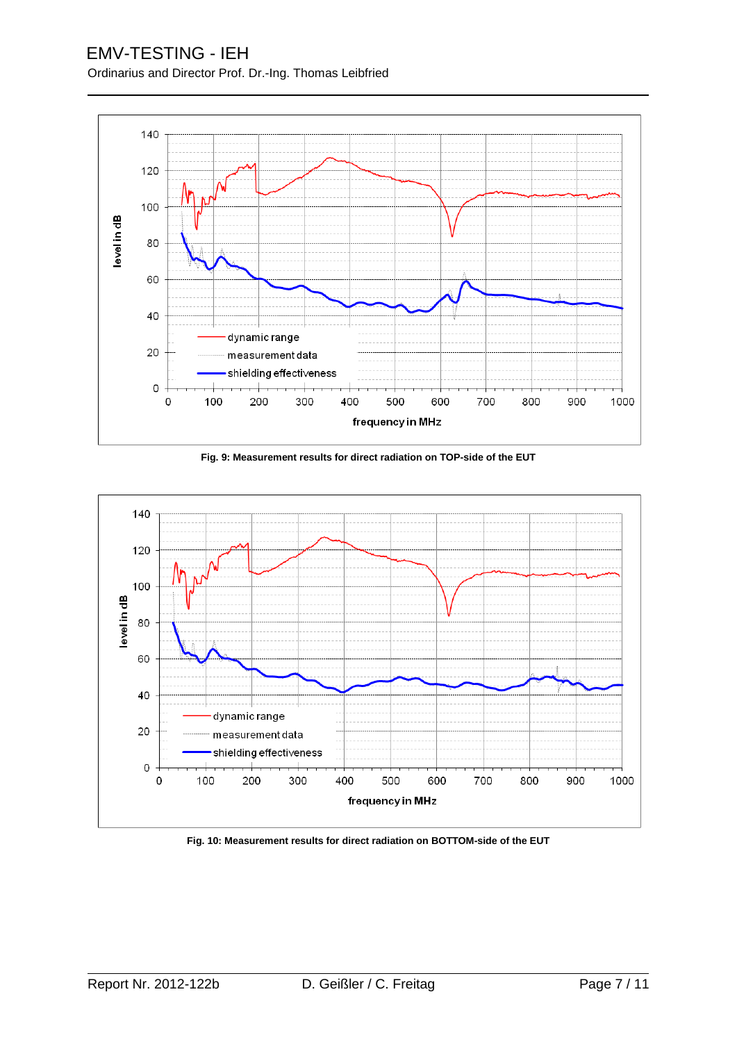Fig. 9: Measurement results for direct radiation on TOP-side of the EUT

Fig. 10: Measurement results for direct radiation on BOTTOM-side of the EUT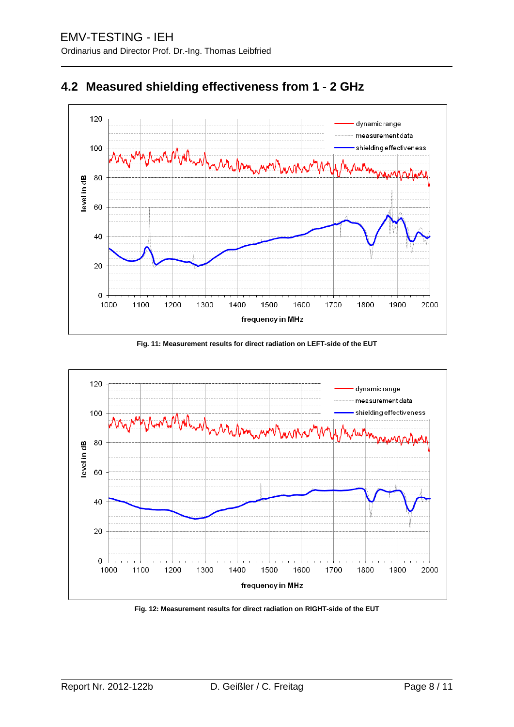## 4.2 Measured shielding effectiveness from 1 - 2 GHz

**Fig. 11: Measurement results for direct radiation on LEFT-side of the EUT**

**Fig. 12: Measurement results for direct radiation on RIGHT-side of the EUT**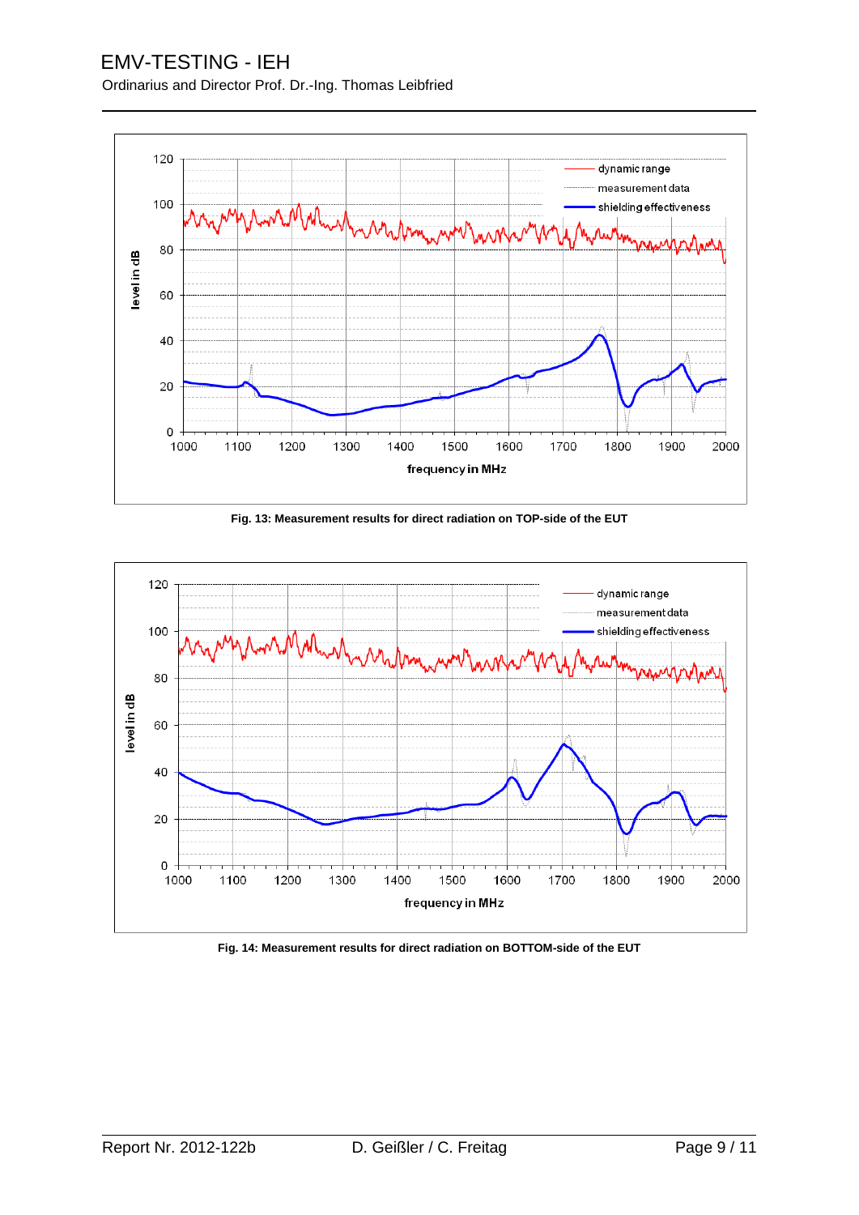Fig. 13: Measurement results for direct radiation on TOP-side of the EUT

Fig. 14: Measurement results for direct radiation on BOTTOM-side of the EUT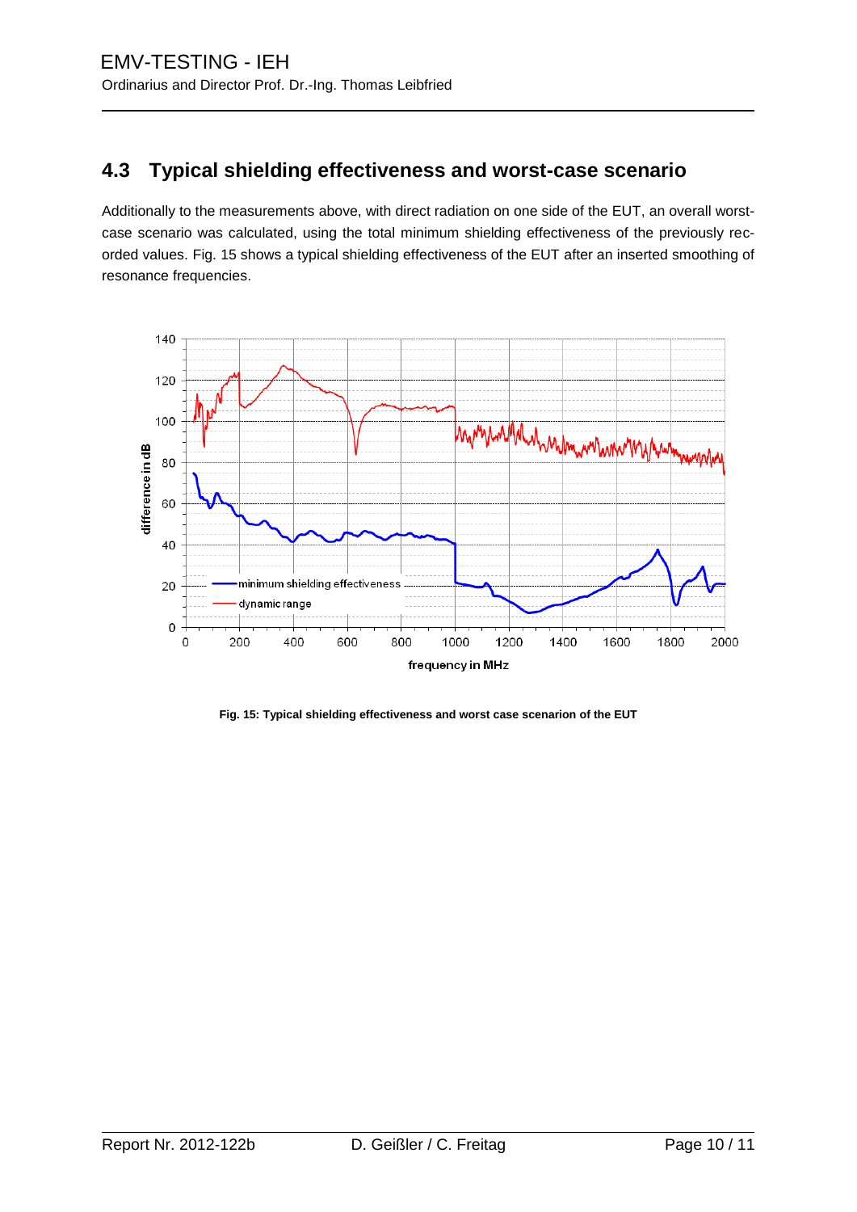## 4.3 Typical shielding effectiveness and worst-case scenario

Additionally to the measurements above, with direct radiation on one side of the EUT, an overall worst-case scenario was calculated, using the total minimum shielding effectiveness of the previously recorded values. Fig. 15 shows a typical shielding effectiveness of the EUT after an inserted smoothing of resonance frequencies.

**Fig. 15: Typical shielding effectiveness and worst case scenarion of the EUT**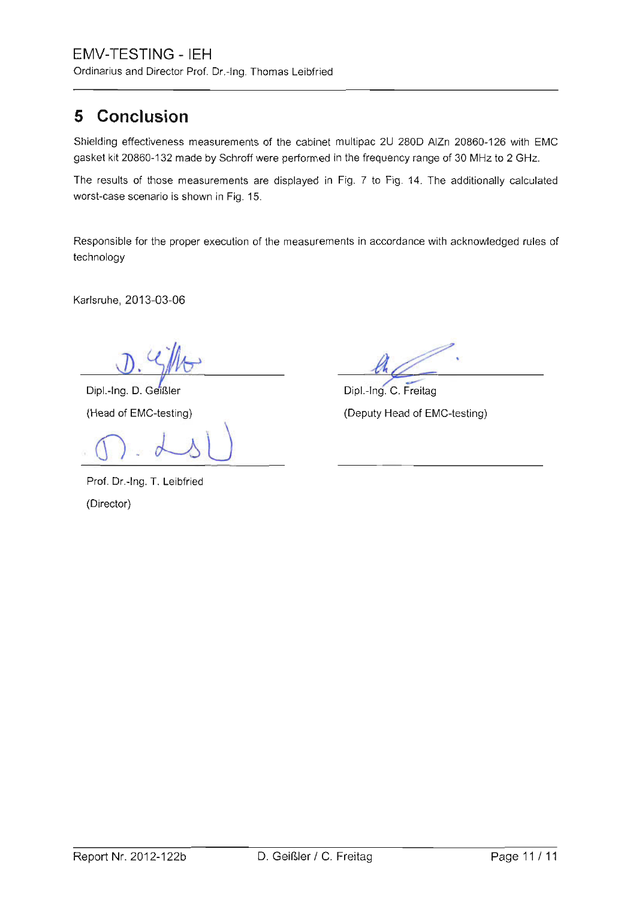# 5 Conclusion

Shielding effectiveness measurements of the cabinet multipac 2U 280D AlZn 20860-126 with EMC gasket kit 20860-132 made by Schroff were performed in the frequency range of 30 MHz to 2 GHz.

The results of those measurements are displayed in Fig. 7 to Fig. 14. The additionally calculated worst-case scenario is shown in Fig. 15.

Responsible for the proper execution of the measurements in accordance with acknowledged rules of technology

Karlsruhe, 2013-03-06

Dipl.-Ing. D. Geißler
(Head of EMC-testing)

Dipl.-Ing. C. Freitag
(Deputy Head of EMC-testing)

Prof. Dr.-Ing. T. Leibfried
(Director)